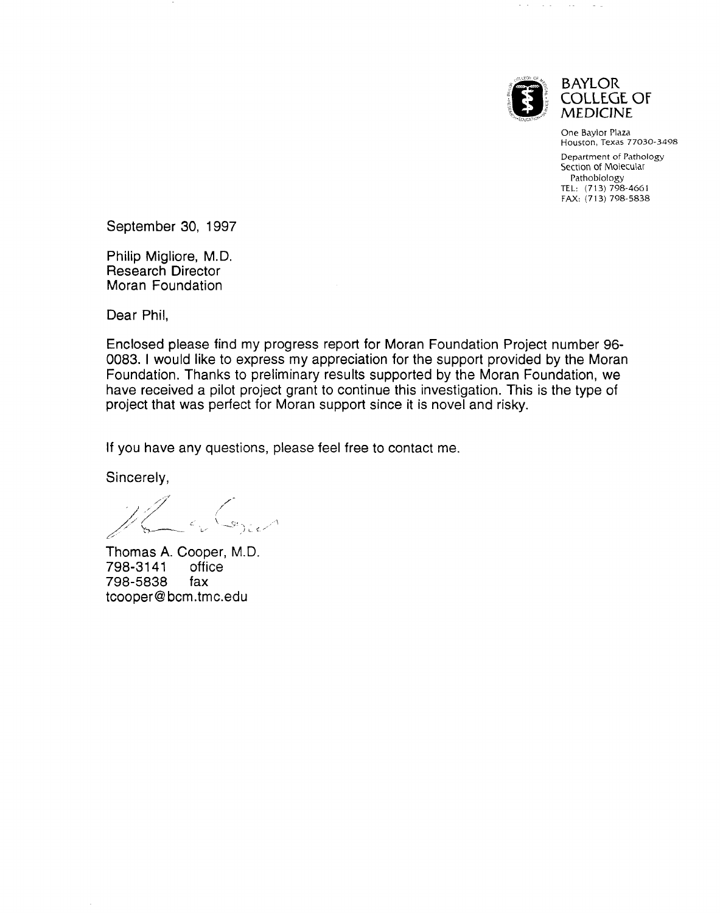BAYLOR COLLEGE OF MEDICINE

One Baylor Plaza
Houston, Texas 77030-3498

Department of Pathology
Section of Molecular Pathobiology
TEL: (713) 798-4661
FAX: (713) 798-5838

September 30, 1997

Philip Migliore, M.D.
Research Director
Moran Foundation

Dear Phil,

Enclosed please find my progress report for Moran Foundation Project number 96-0083. I would like to express my appreciation for the support provided by the Moran Foundation. Thanks to preliminary results supported by the Moran Foundation, we have received a pilot project grant to continue this investigation. This is the type of project that was perfect for Moran support since it is novel and risky.

If you have any questions, please feel free to contact me.

Sincerely,

Thomas A. Cooper, M.D.
798-3141 office
798-5838 fax
tcooper@bcm.tmc.edu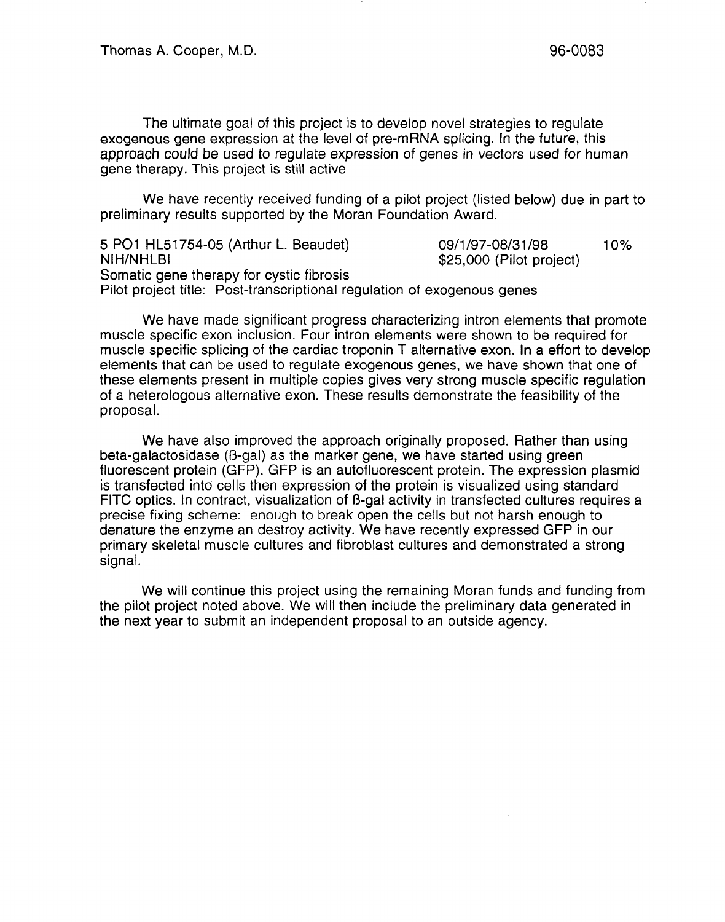The ultimate goal of this project is to develop novel strategies to regulate exogenous gene expression at the level of pre-mRNA splicing. In the future, this approach could be used to regulate expression of genes in vectors used for human gene therapy. This project is still active

We have recently received funding of a pilot project (listed below) due in part to preliminary results supported by the Moran Foundation Award.

5 PO1 HL51754-05 (Arthur L. Beaudet) 09/1/97-08/31/98 10%
NIH/NHLBI $25,000 (Pilot project)
Somatic gene therapy for cystic fibrosis
Pilot project title: Post-transcriptional regulation of exogenous genes

We have made significant progress characterizing intron elements that promote muscle specific exon inclusion. Four intron elements were shown to be required for muscle specific splicing of the cardiac troponin T alternative exon. In a effort to develop elements that can be used to regulate exogenous genes, we have shown that one of these elements present in multiple copies gives very strong muscle specific regulation of a heterologous alternative exon. These results demonstrate the feasibility of the proposal.

We have also improved the approach originally proposed. Rather than using beta-galactosidase (ß-gal) as the marker gene, we have started using green fluorescent protein (GFP). GFP is an autofluorescent protein. The expression plasmid is transfected into cells then expression of the protein is visualized using standard FITC optics. In contract, visualization of ß-gal activity in transfected cultures requires a precise fixing scheme: enough to break open the cells but not harsh enough to denature the enzyme an destroy activity. We have recently expressed GFP in our primary skeletal muscle cultures and fibroblast cultures and demonstrated a strong signal.

We will continue this project using the remaining Moran funds and funding from the pilot project noted above. We will then include the preliminary data generated in the next year to submit an independent proposal to an outside agency.